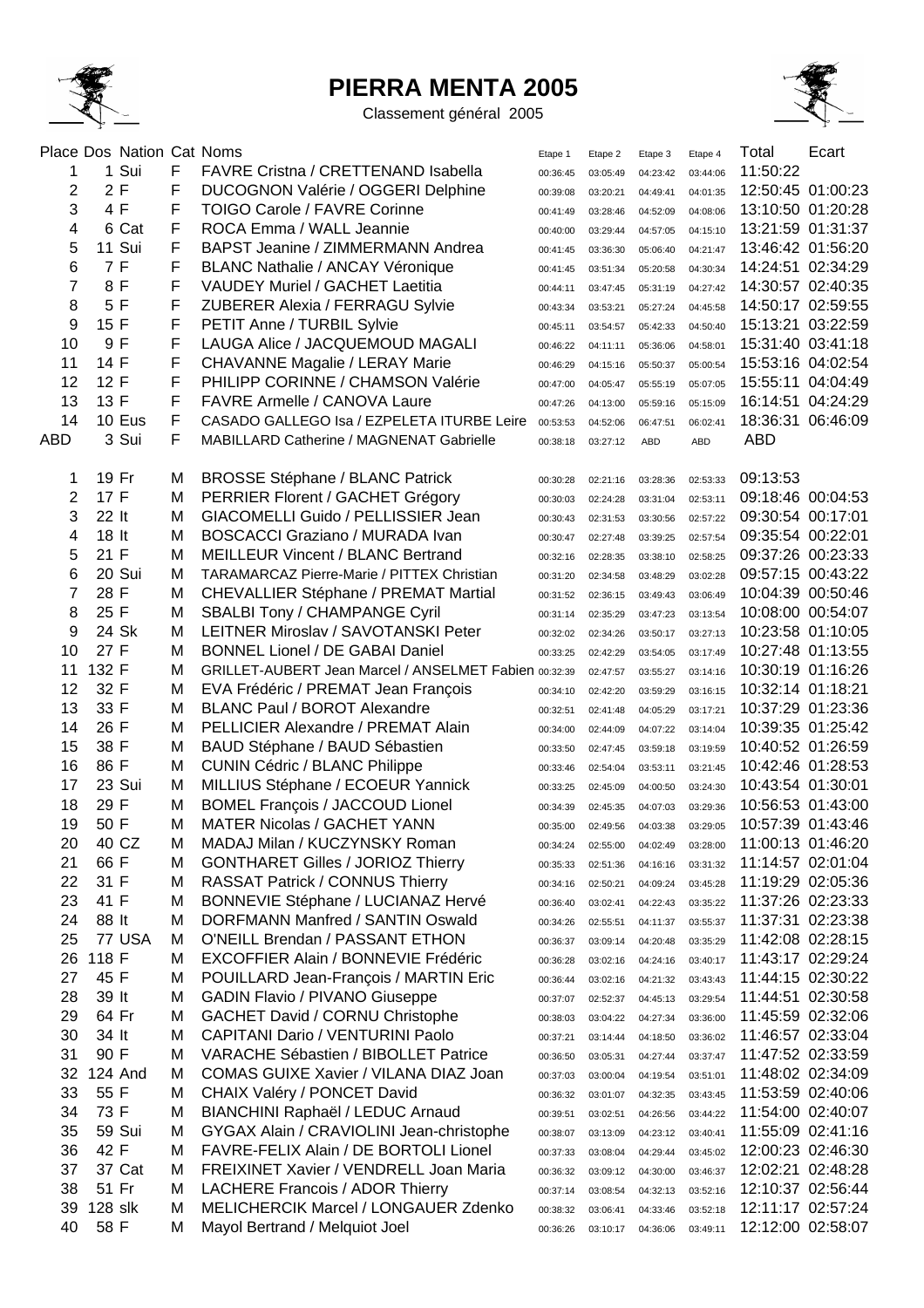# PIERRA MENTA 2005

Classement général 2005

| Place | Dos | Nation | Cat | Noms | Etape 1 | Etape 2 | Etape 3 | Etape 4 | Total | Ecart |
|---|---|---|---|---|---|---|---|---|---|---|
| 1 | 1 | Sui | F | FAVRE Cristna / CRETTENAND Isabella | 00:36:45 | 03:05:49 | 04:23:42 | 03:44:06 | 11:50:22 | |
| 2 | 2 | F | F | DUCOGNON Valérie / OGGERI Delphine | 00:39:08 | 03:20:21 | 04:49:41 | 04:01:35 | 12:50:45 | 01:00:23 |
| 3 | 4 | F | F | TOIGO Carole / FAVRE Corinne | 00:41:49 | 03:28:46 | 04:52:09 | 04:08:06 | 13:10:50 | 01:20:28 |
| 4 | 6 | Cat | F | ROCA Emma / WALL Jeannie | 00:40:00 | 03:29:44 | 04:57:05 | 04:15:10 | 13:21:59 | 01:31:37 |
| 5 | 11 | Sui | F | BAPST Jeanine / ZIMMERMANN Andrea | 00:41:45 | 03:36:30 | 05:06:40 | 04:21:47 | 13:46:42 | 01:56:20 |
| 6 | 7 | F | F | BLANC Nathalie / ANCAY Véronique | 00:41:45 | 03:51:34 | 05:20:58 | 04:30:34 | 14:24:51 | 02:34:29 |
| 7 | 8 | F | F | VAUDEY Muriel / GACHET Laetitia | 00:44:11 | 03:47:45 | 05:31:19 | 04:27:42 | 14:30:57 | 02:40:35 |
| 8 | 5 | F | F | ZUBERER Alexia / FERRAGU Sylvie | 00:43:34 | 03:53:21 | 05:27:24 | 04:45:58 | 14:50:17 | 02:59:55 |
| 9 | 15 | F | F | PETIT Anne / TURBIL Sylvie | 00:45:11 | 03:54:57 | 05:42:33 | 04:50:40 | 15:13:21 | 03:22:59 |
| 10 | 9 | F | F | LAUGA Alice / JACQUEMOUD MAGALI | 00:46:22 | 04:11:11 | 05:36:06 | 04:58:01 | 15:31:40 | 03:41:18 |
| 11 | 14 | F | F | CHAVANNE Magalie / LERAY Marie | 00:46:29 | 04:15:16 | 05:50:37 | 05:00:54 | 15:53:16 | 04:02:54 |
| 12 | 12 | F | F | PHILIPP CORINNE / CHAMSON Valérie | 00:47:00 | 04:05:47 | 05:55:19 | 05:07:05 | 15:55:11 | 04:04:49 |
| 13 | 13 | F | F | FAVRE Armelle / CANOVA Laure | 00:47:26 | 04:13:00 | 05:59:16 | 05:15:09 | 16:14:51 | 04:24:29 |
| 14 | 10 | Eus | F | CASADO GALLEGO Isa / EZPELETA ITURBE Leire | 00:53:53 | 04:52:06 | 06:47:51 | 06:02:41 | 18:36:31 | 06:46:09 |
| ABD | 3 | Sui | F | MABILLARD Catherine / MAGNENAT Gabrielle | 00:38:18 | 03:27:12 | ABD | ABD | ABD | |
| | | | | | | | | | | |
| 1 | 19 | Fr | M | BROSSE Stéphane / BLANC Patrick | 00:30:28 | 02:21:16 | 03:28:36 | 02:53:33 | 09:13:53 | |
| 2 | 17 | F | M | PERRIER Florent / GACHET Grégory | 00:30:03 | 02:24:28 | 03:31:04 | 02:53:11 | 09:18:46 | 00:04:53 |
| 3 | 22 | It | M | GIACOMELLI Guido / PELLISSIER Jean | 00:30:43 | 02:31:53 | 03:30:56 | 02:57:22 | 09:30:54 | 00:17:01 |
| 4 | 18 | It | M | BOSCACCI Graziano / MURADA Ivan | 00:30:47 | 02:27:48 | 03:39:25 | 02:57:54 | 09:35:54 | 00:22:01 |
| 5 | 21 | F | M | MEILLEUR Vincent / BLANC Bertrand | 00:32:16 | 02:28:35 | 03:38:10 | 02:58:25 | 09:37:26 | 00:23:33 |
| 6 | 20 | Sui | M | TARAMARCAZ Pierre-Marie / PITTEX Christian | 00:31:20 | 02:34:58 | 03:48:29 | 03:02:28 | 09:57:15 | 00:43:22 |
| 7 | 28 | F | M | CHEVALLIER Stéphane / PREMAT Martial | 00:31:52 | 02:36:15 | 03:49:43 | 03:06:49 | 10:04:39 | 00:50:46 |
| 8 | 25 | F | M | SBALBI Tony / CHAMPANGE Cyril | 00:31:14 | 02:35:29 | 03:47:23 | 03:13:54 | 10:08:00 | 00:54:07 |
| 9 | 24 | Sk | M | LEITNER Miroslav / SAVOTANSKI Peter | 00:32:02 | 02:34:26 | 03:50:17 | 03:27:13 | 10:23:58 | 01:10:05 |
| 10 | 27 | F | M | BONNEL Lionel / DE GABAI Daniel | 00:33:25 | 02:42:29 | 03:54:05 | 03:17:49 | 10:27:48 | 01:13:55 |
| 11 | 132 | F | M | GRILLET-AUBERT Jean Marcel / ANSELMET Fabien | 00:32:39 | 02:47:57 | 03:55:27 | 03:14:16 | 10:30:19 | 01:16:26 |
| 12 | 32 | F | M | EVA Frédéric / PREMAT Jean François | 00:34:10 | 02:42:20 | 03:59:29 | 03:16:15 | 10:32:14 | 01:18:21 |
| 13 | 33 | F | M | BLANC Paul / BOROT Alexandre | 00:32:51 | 02:41:48 | 04:05:29 | 03:17:21 | 10:37:29 | 01:23:36 |
| 14 | 26 | F | M | PELLICIER Alexandre / PREMAT Alain | 00:34:00 | 02:44:09 | 04:07:22 | 03:14:04 | 10:39:35 | 01:25:42 |
| 15 | 38 | F | M | BAUD Stéphane / BAUD Sébastien | 00:33:50 | 02:47:45 | 03:59:18 | 03:19:59 | 10:40:52 | 01:26:59 |
| 16 | 86 | F | M | CUNIN Cédric / BLANC Philippe | 00:33:46 | 02:54:04 | 03:53:11 | 03:21:45 | 10:42:46 | 01:28:53 |
| 17 | 23 | Sui | M | MILLIUS Stéphane / ECOEUR Yannick | 00:33:25 | 02:45:09 | 04:00:50 | 03:24:30 | 10:43:54 | 01:30:01 |
| 18 | 29 | F | M | BOMEL François / JACCOUD Lionel | 00:34:39 | 02:45:35 | 04:07:03 | 03:29:36 | 10:56:53 | 01:43:00 |
| 19 | 50 | F | M | MATER Nicolas / GACHET YANN | 00:35:00 | 02:49:56 | 04:03:38 | 03:29:05 | 10:57:39 | 01:43:46 |
| 20 | 40 | CZ | M | MADAJ Milan / KUCZYNSKY Roman | 00:34:24 | 02:55:00 | 04:02:49 | 03:28:00 | 11:00:13 | 01:46:20 |
| 21 | 66 | F | M | GONTHARET Gilles / JORIOZ Thierry | 00:35:33 | 02:51:36 | 04:16:16 | 03:31:32 | 11:14:57 | 02:01:04 |
| 22 | 31 | F | M | RASSAT Patrick / CONNUS Thierry | 00:34:16 | 02:50:21 | 04:09:24 | 03:45:28 | 11:19:29 | 02:05:36 |
| 23 | 41 | F | M | BONNEVIE Stéphane / LUCIANAZ Hervé | 00:36:40 | 03:02:41 | 04:22:43 | 03:35:22 | 11:37:26 | 02:23:33 |
| 24 | 88 | It | M | DORFMANN Manfred / SANTIN Oswald | 00:34:26 | 02:55:51 | 04:11:37 | 03:55:37 | 11:37:31 | 02:23:38 |
| 25 | 77 | USA | M | O'NEILL Brendan / PASSANT ETHON | 00:36:37 | 03:09:14 | 04:20:48 | 03:35:29 | 11:42:08 | 02:28:15 |
| 26 | 118 | F | M | EXCOFFIER Alain / BONNEVIE Frédéric | 00:36:28 | 03:02:16 | 04:24:16 | 03:40:17 | 11:43:17 | 02:29:24 |
| 27 | 45 | F | M | POUILLARD Jean-François / MARTIN Eric | 00:36:44 | 03:02:16 | 04:21:32 | 03:43:43 | 11:44:15 | 02:30:22 |
| 28 | 39 | It | M | GADIN Flavio / PIVANO Giuseppe | 00:37:07 | 02:52:37 | 04:45:13 | 03:29:54 | 11:44:51 | 02:30:58 |
| 29 | 64 | Fr | M | GACHET David / CORNU Christophe | 00:38:03 | 03:04:22 | 04:27:34 | 03:36:00 | 11:45:59 | 02:32:06 |
| 30 | 34 | It | M | CAPITANI Dario / VENTURINI Paolo | 00:37:21 | 03:14:44 | 04:18:50 | 03:36:02 | 11:46:57 | 02:33:04 |
| 31 | 90 | F | M | VARACHE Sébastien / BIBOLLET Patrice | 00:36:50 | 03:05:31 | 04:27:44 | 03:37:47 | 11:47:52 | 02:33:59 |
| 32 | 124 | And | M | COMAS GUIXE Xavier / VILANA DIAZ Joan | 00:37:03 | 03:00:04 | 04:19:54 | 03:51:01 | 11:48:02 | 02:34:09 |
| 33 | 55 | F | M | CHAIX Valéry / PONCET David | 00:36:32 | 03:01:07 | 04:32:35 | 03:43:45 | 11:53:59 | 02:40:06 |
| 34 | 73 | F | M | BIANCHINI Raphaël / LEDUC Arnaud | 00:39:51 | 03:02:51 | 04:26:56 | 03:44:22 | 11:54:00 | 02:40:07 |
| 35 | 59 | Sui | M | GYGAX Alain / CRAVIOLINI Jean-christophe | 00:38:07 | 03:13:09 | 04:23:12 | 03:40:41 | 11:55:09 | 02:41:16 |
| 36 | 42 | F | M | FAVRE-FELIX Alain / DE BORTOLI Lionel | 00:37:33 | 03:08:04 | 04:29:44 | 03:45:02 | 12:00:23 | 02:46:30 |
| 37 | 37 | Cat | M | FREIXINET Xavier / VENDRELL Joan Maria | 00:36:32 | 03:09:12 | 04:30:00 | 03:46:37 | 12:02:21 | 02:48:28 |
| 38 | 51 | Fr | M | LACHERE Francois / ADOR Thierry | 00:37:14 | 03:08:54 | 04:32:13 | 03:52:16 | 12:10:37 | 02:56:44 |
| 39 | 128 | slk | M | MELICHERCIK Marcel / LONGAUER Zdenko | 00:38:32 | 03:06:41 | 04:33:46 | 03:52:18 | 12:11:17 | 02:57:24 |
| 40 | 58 | F | M | Mayol Bertrand / Melquiot Joel | 00:36:26 | 03:10:17 | 04:36:06 | 03:49:11 | 12:12:00 | 02:58:07 |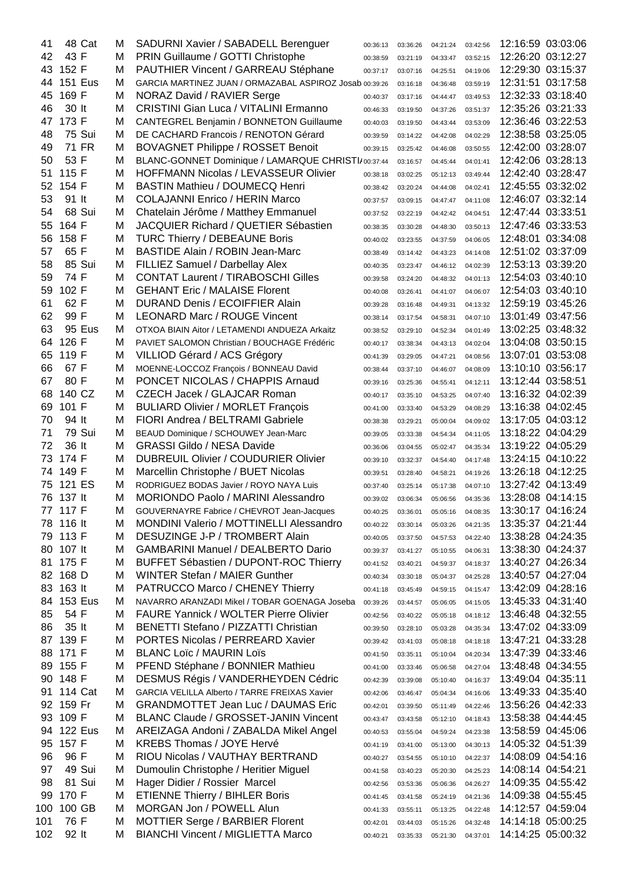| 41 | 48 Cat | M | SADURNI Xavier / SABADELL Berenguer | 00:36:13 | 03:36:26 | 04:21:24 | 03:42:56 | 12:16:59 | 03:03:06 |
|---|---|---|---|---|---|---|---|---|---|
| 42 | 43 F | M | PRIN Guillaume / GOTTI Christophe | 00:38:59 | 03:21:19 | 04:33:47 | 03:52:15 | 12:26:20 | 03:12:27 |
| 43 | 152 F | M | PAUTHIER Vincent / GARREAU Stéphane | 00:37:17 | 03:07:16 | 04:25:51 | 04:19:06 | 12:29:30 | 03:15:37 |
| 44 | 151 Eus | M | GARCIA MARTINEZ JUAN / ORMAZABAL ASPIROZ Josab | 00:39:26 | 03:16:18 | 04:36:48 | 03:59:19 | 12:31:51 | 03:17:58 |
| 45 | 169 F | M | NORAZ David / RAVIER Serge | 00:40:37 | 03:17:16 | 04:44:47 | 03:49:53 | 12:32:33 | 03:18:40 |
| 46 | 30 It | M | CRISTINI Gian Luca / VITALINI Ermanno | 00:46:33 | 03:19:50 | 04:37:26 | 03:51:37 | 12:35:26 | 03:21:33 |
| 47 | 173 F | M | CANTEGREL Benjamin / BONNETON Guillaume | 00:40:03 | 03:19:50 | 04:43:44 | 03:53:09 | 12:36:46 | 03:22:53 |
| 48 | 75 Sui | M | DE CACHARD Francois / RENOTON Gérard | 00:39:59 | 03:14:22 | 04:42:08 | 04:02:29 | 12:38:58 | 03:25:05 |
| 49 | 71 FR | M | BOVAGNET Philippe / ROSSET Benoit | 00:39:15 | 03:25:42 | 04:46:08 | 03:50:55 | 12:42:00 | 03:28:07 |
| 50 | 53 F | M | BLANC-GONNET Dominique / LAMARQUE CHRISTI/ | 00:37:44 | 03:16:57 | 04:45:44 | 04:01:41 | 12:42:06 | 03:28:13 |
| 51 | 115 F | M | HOFFMANN Nicolas / LEVASSEUR Olivier | 00:38:18 | 03:02:25 | 05:12:13 | 03:49:44 | 12:42:40 | 03:28:47 |
| 52 | 154 F | M | BASTIN Mathieu / DOUMECQ Henri | 00:38:42 | 03:20:24 | 04:44:08 | 04:02:41 | 12:45:55 | 03:32:02 |
| 53 | 91 It | M | COLAJANNI Enrico / HERIN Marco | 00:37:57 | 03:09:15 | 04:47:47 | 04:11:08 | 12:46:07 | 03:32:14 |
| 54 | 68 Sui | M | Chatelain Jérôme / Matthey Emmanuel | 00:37:52 | 03:22:19 | 04:42:42 | 04:04:51 | 12:47:44 | 03:33:51 |
| 55 | 164 F | M | JACQUIER Richard / QUETIER Sébastien | 00:38:35 | 03:30:28 | 04:48:30 | 03:50:13 | 12:47:46 | 03:33:53 |
| 56 | 158 F | M | TURC Thierry / DEBEAUNE Boris | 00:40:02 | 03:23:55 | 04:37:59 | 04:06:05 | 12:48:01 | 03:34:08 |
| 57 | 65 F | M | BASTIDE Alain / ROBIN Jean-Marc | 00:38:49 | 03:14:42 | 04:43:23 | 04:14:08 | 12:51:02 | 03:37:09 |
| 58 | 85 Sui | M | FILLIEZ Samuel / Darbellay Alex | 00:40:35 | 03:23:47 | 04:46:12 | 04:02:39 | 12:53:13 | 03:39:20 |
| 59 | 74 F | M | CONTAT Laurent / TIRABOSCHI Gilles | 00:39:58 | 03:24:20 | 04:48:32 | 04:01:13 | 12:54:03 | 03:40:10 |
| 59 | 102 F | M | GEHANT Eric / MALAISE Florent | 00:40:08 | 03:26:41 | 04:41:07 | 04:06:07 | 12:54:03 | 03:40:10 |
| 61 | 62 F | M | DURAND Denis / ECOIFFIER Alain | 00:39:28 | 03:16:48 | 04:49:31 | 04:13:32 | 12:59:19 | 03:45:26 |
| 62 | 99 F | M | LEONARD Marc / ROUGE Vincent | 00:38:14 | 03:17:54 | 04:58:31 | 04:07:10 | 13:01:49 | 03:47:56 |
| 63 | 95 Eus | M | OTXOA BIAIN Aitor / LETAMENDI ANDUEZA Arkaitz | 00:38:52 | 03:29:10 | 04:52:34 | 04:01:49 | 13:02:25 | 03:48:32 |
| 64 | 126 F | M | PAVIET SALOMON Christian / BOUCHAGE Frédéric | 00:40:17 | 03:38:34 | 04:43:13 | 04:02:04 | 13:04:08 | 03:50:15 |
| 65 | 119 F | M | VILLIOD Gérard / ACS Grégory | 00:41:39 | 03:29:05 | 04:47:21 | 04:08:56 | 13:07:01 | 03:53:08 |
| 66 | 67 F | M | MOENNE-LOCCOZ François / BONNEAU David | 00:38:44 | 03:37:10 | 04:46:07 | 04:08:09 | 13:10:10 | 03:56:17 |
| 67 | 80 F | M | PONCET NICOLAS / CHAPPIS Arnaud | 00:39:16 | 03:25:36 | 04:55:41 | 04:12:11 | 13:12:44 | 03:58:51 |
| 68 | 140 CZ | M | CZECH Jacek / GLAJCAR Roman | 00:40:17 | 03:35:10 | 04:53:25 | 04:07:40 | 13:16:32 | 04:02:39 |
| 69 | 101 F | M | BULIARD Olivier / MORLET François | 00:41:00 | 03:33:40 | 04:53:29 | 04:08:29 | 13:16:38 | 04:02:45 |
| 70 | 94 It | M | FIORI Andrea / BELTRAMI Gabriele | 00:38:38 | 03:29:21 | 05:00:04 | 04:09:02 | 13:17:05 | 04:03:12 |
| 71 | 79 Sui | M | BEAUD Dominique / SCHOUWEY Jean-Marc | 00:39:05 | 03:33:38 | 04:54:34 | 04:11:05 | 13:18:22 | 04:04:29 |
| 72 | 36 It | M | GRASSI Gildo / NESA Davide | 00:36:06 | 03:04:55 | 05:02:47 | 04:35:34 | 13:19:22 | 04:05:29 |
| 73 | 174 F | M | DUBREUIL Olivier / COUDURIER Olivier | 00:39:10 | 03:32:37 | 04:54:40 | 04:17:48 | 13:24:15 | 04:10:22 |
| 74 | 149 F | M | Marcellin Christophe / BUET Nicolas | 00:39:51 | 03:28:40 | 04:58:21 | 04:19:26 | 13:26:18 | 04:12:25 |
| 75 | 121 ES | M | RODRIGUEZ BODAS Javier / ROYO NAYA Luis | 00:37:40 | 03:25:14 | 05:17:38 | 04:07:10 | 13:27:42 | 04:13:49 |
| 76 | 137 It | M | MORIONDO Paolo / MARINI Alessandro | 00:39:02 | 03:06:34 | 05:06:56 | 04:35:36 | 13:28:08 | 04:14:15 |
| 77 | 117 F | M | GOUVERNAYRE Fabrice / CHEVROT Jean-Jacques | 00:40:25 | 03:36:01 | 05:05:16 | 04:08:35 | 13:30:17 | 04:16:24 |
| 78 | 116 It | M | MONDINI Valerio / MOTTINELLI Alessandro | 00:40:22 | 03:30:14 | 05:03:26 | 04:21:35 | 13:35:37 | 04:21:44 |
| 79 | 113 F | M | DESUZINGE J-P / TROMBERT Alain | 00:40:05 | 03:37:50 | 04:57:53 | 04:22:40 | 13:38:28 | 04:24:35 |
| 80 | 107 It | M | GAMBARINI Manuel / DEALBERTO Dario | 00:39:37 | 03:41:27 | 05:10:55 | 04:06:31 | 13:38:30 | 04:24:37 |
| 81 | 175 F | M | BUFFET Sébastien / DUPONT-ROC Thierry | 00:41:52 | 03:40:21 | 04:59:37 | 04:18:37 | 13:40:27 | 04:26:34 |
| 82 | 168 D | M | WINTER Stefan / MAIER Gunther | 00:40:34 | 03:30:18 | 05:04:37 | 04:25:28 | 13:40:57 | 04:27:04 |
| 83 | 163 It | M | PATRUCCO Marco / CHENEY Thierry | 00:41:18 | 03:45:49 | 04:59:15 | 04:15:47 | 13:42:09 | 04:28:16 |
| 84 | 153 Eus | M | NAVARRO ARANZADI Mikel / TOBAR GOENAGA Joseba | 00:39:26 | 03:44:57 | 05:06:05 | 04:15:05 | 13:45:33 | 04:31:40 |
| 85 | 54 F | M | FAURE Yannick / WOLTER Pierre Olivier | 00:42:56 | 03:40:22 | 05:05:18 | 04:18:12 | 13:46:48 | 04:32:55 |
| 86 | 35 It | M | BENETTI Stefano / PIZZATTI Christian | 00:39:50 | 03:28:10 | 05:03:28 | 04:35:34 | 13:47:02 | 04:33:09 |
| 87 | 139 F | M | PORTES Nicolas / PERREARD Xavier | 00:39:42 | 03:41:03 | 05:08:18 | 04:18:18 | 13:47:21 | 04:33:28 |
| 88 | 171 F | M | BLANC Loïc / MAURIN Loïs | 00:41:50 | 03:35:11 | 05:10:04 | 04:20:34 | 13:47:39 | 04:33:46 |
| 89 | 155 F | M | PFEND Stéphane / BONNIER Mathieu | 00:41:00 | 03:33:46 | 05:06:58 | 04:27:04 | 13:48:48 | 04:34:55 |
| 90 | 148 F | M | DESMUS Régis / VANDERHEYDEN Cédric | 00:42:39 | 03:39:08 | 05:10:40 | 04:16:37 | 13:49:04 | 04:35:11 |
| 91 | 114 Cat | M | GARCIA VELILLA Alberto / TARRE FREIXAS Xavier | 00:42:06 | 03:46:47 | 05:04:34 | 04:16:06 | 13:49:33 | 04:35:40 |
| 92 | 159 Fr | M | GRANDMOTTET Jean Luc / DAUMAS Eric | 00:42:01 | 03:39:50 | 05:11:49 | 04:22:46 | 13:56:26 | 04:42:33 |
| 93 | 109 F | M | BLANC Claude / GROSSET-JANIN Vincent | 00:43:47 | 03:43:58 | 05:12:10 | 04:18:43 | 13:58:38 | 04:44:45 |
| 94 | 122 Eus | M | AREIZAGA Andoni / ZABALDA Mikel Angel | 00:40:53 | 03:55:04 | 04:59:24 | 04:23:38 | 13:58:59 | 04:45:06 |
| 95 | 157 F | M | KREBS Thomas / JOYE Hervé | 00:41:19 | 03:41:00 | 05:13:00 | 04:30:13 | 14:05:32 | 04:51:39 |
| 96 | 96 F | M | RIOU Nicolas / VAUTHAY BERTRAND | 00:40:27 | 03:54:55 | 05:10:10 | 04:22:37 | 14:08:09 | 04:54:16 |
| 97 | 49 Sui | M | Dumoulin Christophe / Heritier Miguel | 00:41:58 | 03:40:23 | 05:20:30 | 04:25:23 | 14:08:14 | 04:54:21 |
| 98 | 81 Sui | M | Hager Didier / Rossier Marcel | 00:42:56 | 03:53:36 | 05:06:36 | 04:26:27 | 14:09:35 | 04:55:42 |
| 99 | 170 F | M | ETIENNE Thierry / BIHLER Boris | 00:41:45 | 03:41:58 | 05:24:19 | 04:21:36 | 14:09:38 | 04:55:45 |
| 100 | 100 GB | M | MORGAN Jon / POWELL Alun | 00:41:33 | 03:55:11 | 05:13:25 | 04:22:48 | 14:12:57 | 04:59:04 |
| 101 | 76 F | M | MOTTIER Serge / BARBIER Florent | 00:42:01 | 03:44:03 | 05:15:26 | 04:32:48 | 14:14:18 | 05:00:25 |
| 102 | 92 It | M | BIANCHI Vincent / MIGLIETTA Marco | 00:40:21 | 03:35:33 | 05:21:30 | 04:37:01 | 14:14:25 | 05:00:32 |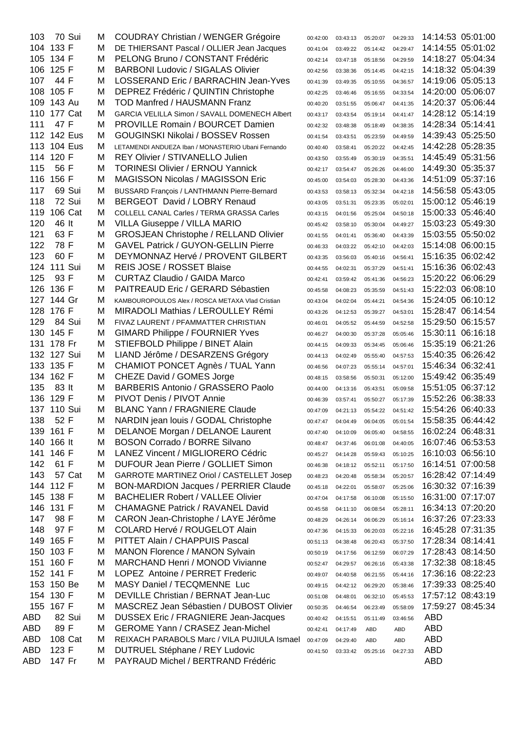| | | | | | | | | | |
|---|---|---|---|---|---|---|---|---|---|
| 103 | 70 Sui | M | COUDRAY Christian / WENGER Grégoire | 00:42:00 | 03:43:13 | 05:20:07 | 04:29:33 | 14:14:53 | 05:01:00 |
| 104 | 133 F | M | DE THIERSANT Pascal / OLLIER Jean Jacques | 00:41:04 | 03:49:22 | 05:14:42 | 04:29:47 | 14:14:55 | 05:01:02 |
| 105 | 134 F | M | PELONG Bruno / CONSTANT Frédéric | 00:42:14 | 03:47:18 | 05:18:56 | 04:29:59 | 14:18:27 | 05:04:34 |
| 106 | 125 F | M | BARBONI Ludovic / SIGALAS Olivier | 00:42:56 | 03:38:36 | 05:14:45 | 04:42:15 | 14:18:32 | 05:04:39 |
| 107 | 44 F | M | LOSSERAND Eric / BARRACHIN Jean-Yves | 00:41:39 | 03:49:35 | 05:10:55 | 04:36:57 | 14:19:06 | 05:05:13 |
| 108 | 105 F | M | DEPREZ Frédéric / QUINTIN Christophe | 00:42:25 | 03:46:46 | 05:16:55 | 04:33:54 | 14:20:00 | 05:06:07 |
| 109 | 143 Au | M | TOD Manfred / HAUSMANN Franz | 00:40:20 | 03:51:55 | 05:06:47 | 04:41:35 | 14:20:37 | 05:06:44 |
| 110 | 177 Cat | M | GARCIA VELILLA Simon / SAVALL DOMENECH Albert | 00:43:17 | 03:43:54 | 05:19:14 | 04:41:47 | 14:28:12 | 05:14:19 |
| 111 | 47 F | M | PROVILLE Romain / BOURCET Damien | 00:42:32 | 03:48:38 | 05:18:49 | 04:38:35 | 14:28:34 | 05:14:41 |
| 112 | 142 Eus | M | GOUGINSKI Nikolai / BOSSEV Rossen | 00:41:54 | 03:43:51 | 05:23:59 | 04:49:59 | 14:39:43 | 05:25:50 |
| 113 | 104 Eus | M | LETAMENDI ANDUEZA Iban / MONASTERIO Ubani Fernando | 00:40:40 | 03:58:41 | 05:20:22 | 04:42:45 | 14:42:28 | 05:28:35 |
| 114 | 120 F | M | REY Olivier / STIVANELLO Julien | 00:43:50 | 03:55:49 | 05:30:19 | 04:35:51 | 14:45:49 | 05:31:56 |
| 115 | 56 F | M | TORINESI Olivier / ERNOU Yannick | 00:42:17 | 03:54:47 | 05:26:26 | 04:46:00 | 14:49:30 | 05:35:37 |
| 116 | 156 F | M | MAGISSON Nicolas / MAGISSON Eric | 00:45:00 | 03:54:03 | 05:28:30 | 04:43:36 | 14:51:09 | 05:37:16 |
| 117 | 69 Sui | M | BUSSARD François / LANTHMANN Pierre-Bernard | 00:43:53 | 03:58:13 | 05:32:34 | 04:42:18 | 14:56:58 | 05:43:05 |
| 118 | 72 Sui | M | BERGEOT David / LOBRY Renaud | 00:43:05 | 03:51:31 | 05:23:35 | 05:02:01 | 15:00:12 | 05:46:19 |
| 119 | 106 Cat | M | COLLELL CANAL Carles / TERMA GRASSA Carles | 00:43:15 | 04:01:56 | 05:25:04 | 04:50:18 | 15:00:33 | 05:46:40 |
| 120 | 46 It | M | VILLA Giuseppe / VILLA MARIO | 00:45:42 | 03:58:10 | 05:30:04 | 04:49:27 | 15:03:23 | 05:49:30 |
| 121 | 63 F | M | GROSJEAN Christophe / RELLAND Olivier | 00:41:55 | 04:01:41 | 05:36:40 | 04:43:39 | 15:03:55 | 05:50:02 |
| 122 | 78 F | M | GAVEL Patrick / GUYON-GELLIN Pierre | 00:46:33 | 04:03:22 | 05:42:10 | 04:42:03 | 15:14:08 | 06:00:15 |
| 123 | 60 F | M | DEYMONNAZ Hervé / PROVENT GILBERT | 00:43:35 | 03:56:03 | 05:40:16 | 04:56:41 | 15:16:35 | 06:02:42 |
| 124 | 111 Sui | M | REIS JOSE / ROSSET Blaise | 00:44:55 | 04:02:31 | 05:37:29 | 04:51:41 | 15:16:36 | 06:02:43 |
| 125 | 93 F | M | CURTAZ Claudio / GAIDA Marco | 00:42:41 | 03:59:42 | 05:41:36 | 04:56:23 | 15:20:22 | 06:06:29 |
| 126 | 136 F | M | PAITREAUD Eric / GERARD Sébastien | 00:45:58 | 04:08:23 | 05:35:59 | 04:51:43 | 15:22:03 | 06:08:10 |
| 127 | 144 Gr | M | KAMBOUROPOULOS Alex / ROSCA METAXA Vlad Cristian | 00:43:04 | 04:02:04 | 05:44:21 | 04:54:36 | 15:24:05 | 06:10:12 |
| 128 | 176 F | M | MIRADOLI Mathias / LEROULLEY Rémi | 00:43:26 | 04:12:53 | 05:39:27 | 04:53:01 | 15:28:47 | 06:14:54 |
| 129 | 84 Sui | M | FIVAZ LAURENT / PFAMMATTER CHRISTIAN | 00:46:01 | 04:05:52 | 05:44:59 | 04:52:58 | 15:29:50 | 06:15:57 |
| 130 | 145 F | M | GIMARD Philippe / FOURNIER Yves | 00:46:27 | 04:00:30 | 05:37:28 | 05:05:46 | 15:30:11 | 06:16:18 |
| 131 | 178 Fr | M | STIEFBOLD Philippe / BINET Alain | 00:44:15 | 04:09:33 | 05:34:45 | 05:06:46 | 15:35:19 | 06:21:26 |
| 132 | 127 Sui | M | LIAND Jérôme / DESARZENS Grégory | 00:44:13 | 04:02:49 | 05:55:40 | 04:57:53 | 15:40:35 | 06:26:42 |
| 133 | 135 F | M | CHAMIOT PONCET Agnès / TUAL Yann | 00:46:56 | 04:07:23 | 05:55:14 | 04:57:01 | 15:46:34 | 06:32:41 |
| 134 | 162 F | M | CHEZE David / GOMES Jorge | 00:48:15 | 03:58:56 | 05:50:31 | 05:12:00 | 15:49:42 | 06:35:49 |
| 135 | 83 It | M | BARBERIS Antonio / GRASSERO Paolo | 00:44:00 | 04:13:16 | 05:43:51 | 05:09:58 | 15:51:05 | 06:37:12 |
| 136 | 129 F | M | PIVOT Denis / PIVOT Annie | 00:46:39 | 03:57:41 | 05:50:27 | 05:17:39 | 15:52:26 | 06:38:33 |
| 137 | 110 Sui | M | BLANC Yann / FRAGNIERE Claude | 00:47:09 | 04:21:13 | 05:54:22 | 04:51:42 | 15:54:26 | 06:40:33 |
| 138 | 52 F | M | NARDIN jean louis / GODAL Christophe | 00:47:47 | 04:04:49 | 06:04:05 | 05:01:54 | 15:58:35 | 06:44:42 |
| 139 | 161 F | M | DELANOE Morgan / DELANOE Laurent | 00:47:40 | 04:10:09 | 06:05:40 | 04:58:55 | 16:02:24 | 06:48:31 |
| 140 | 166 It | M | BOSON Corrado / BORRE Silvano | 00:48:47 | 04:37:46 | 06:01:08 | 04:40:05 | 16:07:46 | 06:53:53 |
| 141 | 146 F | M | LANEZ Vincent / MIGLIORERO Cédric | 00:45:27 | 04:14:28 | 05:59:43 | 05:10:25 | 16:10:03 | 06:56:10 |
| 142 | 61 F | M | DUFOUR Jean Pierre / GOLLIET Simon | 00:46:38 | 04:18:12 | 05:52:11 | 05:17:50 | 16:14:51 | 07:00:58 |
| 143 | 57 Cat | M | GARROTE MARTINEZ Oriol / CASTELLET Josep | 00:48:23 | 04:20:48 | 05:58:34 | 05:20:57 | 16:28:42 | 07:14:49 |
| 144 | 112 F | M | BON-MARDION Jacques / PERRIER Claude | 00:45:18 | 04:22:01 | 05:58:07 | 05:25:06 | 16:30:32 | 07:16:39 |
| 145 | 138 F | M | BACHELIER Robert / VALLEE Olivier | 00:47:04 | 04:17:58 | 06:10:08 | 05:15:50 | 16:31:00 | 07:17:07 |
| 146 | 131 F | M | CHAMAGNE Patrick / RAVANEL David | 00:45:58 | 04:11:10 | 06:08:54 | 05:28:11 | 16:34:13 | 07:20:20 |
| 147 | 98 F | M | CARON Jean-Christophe / LAYE Jérôme | 00:48:29 | 04:26:14 | 06:06:29 | 05:16:14 | 16:37:26 | 07:23:33 |
| 148 | 97 F | M | COLARD Hervé / ROUGELOT Alain | 00:47:36 | 04:15:33 | 06:20:03 | 05:22:16 | 16:45:28 | 07:31:35 |
| 149 | 165 F | M | PITTET Alain / CHAPPUIS Pascal | 00:51:13 | 04:38:48 | 06:20:43 | 05:37:50 | 17:28:34 | 08:14:41 |
| 150 | 103 F | M | MANON Florence / MANON Sylvain | 00:50:19 | 04:17:56 | 06:12:59 | 06:07:29 | 17:28:43 | 08:14:50 |
| 151 | 160 F | M | MARCHAND Henri / MONOD Vivianne | 00:52:47 | 04:29:57 | 06:26:16 | 05:43:38 | 17:32:38 | 08:18:45 |
| 152 | 141 F | M | LOPEZ Antoine / PERRET Frederic | 00:49:07 | 04:40:58 | 06:21:55 | 05:44:16 | 17:36:16 | 08:22:23 |
| 153 | 150 Be | M | MASY Daniel / TECQMENNE Luc | 00:49:15 | 04:42:12 | 06:29:20 | 05:38:46 | 17:39:33 | 08:25:40 |
| 154 | 130 F | M | DEVILLE Christian / BERNAT Jean-Luc | 00:51:08 | 04:48:01 | 06:32:10 | 05:45:53 | 17:57:12 | 08:43:19 |
| 155 | 167 F | M | MASCREZ Jean Sébastien / DUBOST Olivier | 00:50:35 | 04:46:54 | 06:23:49 | 05:58:09 | 17:59:27 | 08:45:34 |
| ABD | 82 Sui | M | DUSSEX Eric / FRAGNIERE Jean-Jacques | 00:40:42 | 04:15:51 | 05:11:49 | 03:46:56 | ABD | |
| ABD | 89 F | M | GEROME Yann / CRASEZ Jean-Michel | 00:42:41 | 04:17:49 | ABD | ABD | ABD | |
| ABD | 108 Cat | M | REIXACH PARABOLS Marc / VILA PUJIULA Ismael | 00:47:09 | 04:29:40 | ABD | ABD | ABD | |
| ABD | 123 F | M | DUTRUEL Stéphane / REY Ludovic | 00:41:50 | 03:33:42 | 05:25:16 | 04:27:33 | ABD | |
| ABD | 147 Fr | M | PAYRAUD Michel / BERTRAND Frédéric | | | | | ABD | |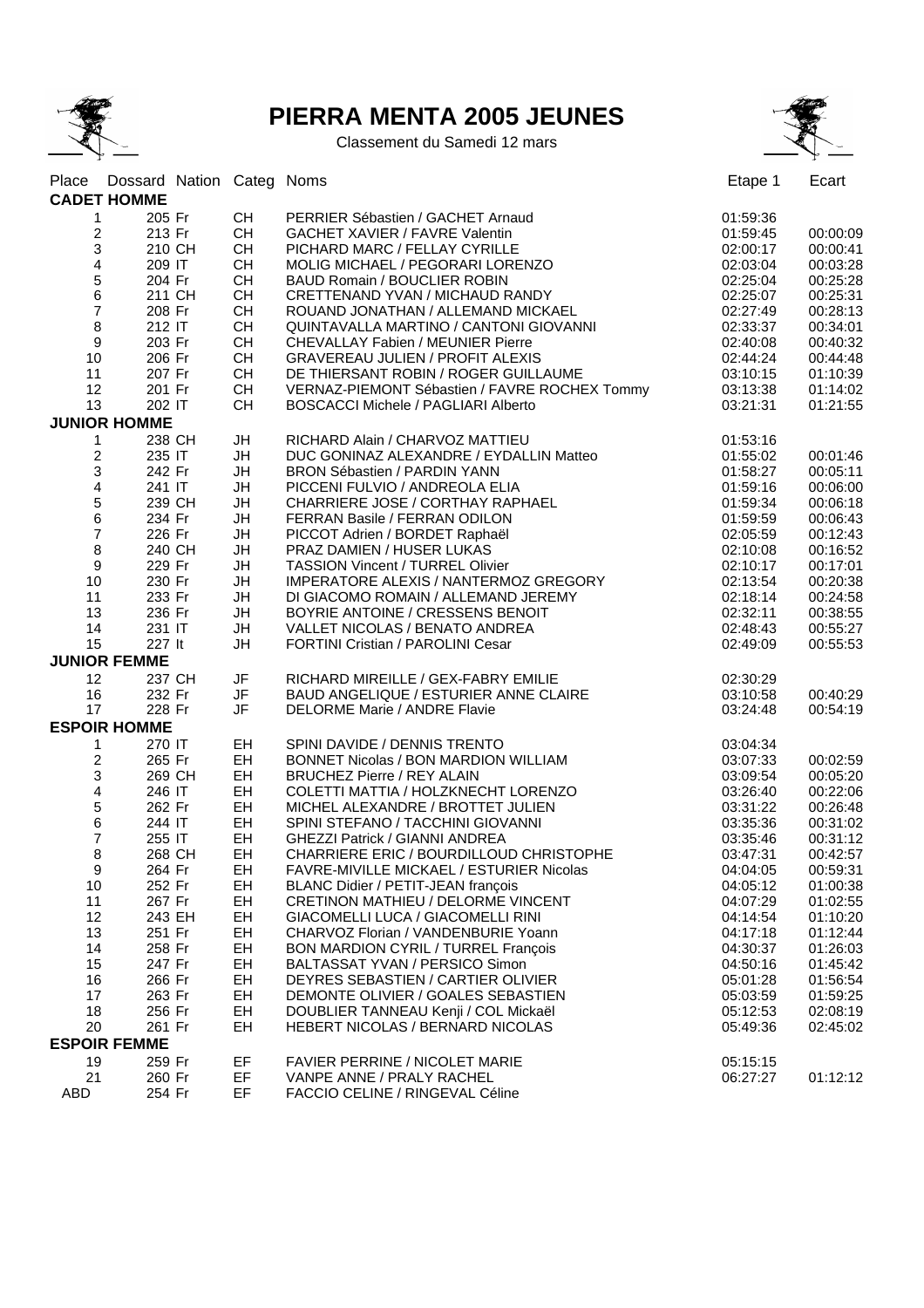# PIERRA MENTA 2005 JEUNES

Classement du Samedi 12 mars

| Place | Dossard | Nation | Categ | Noms | Etape 1 | Ecart |
|---|---|---|---|---|---|---|
| **CADET HOMME** | | | | | | |
| 1 | 205 | Fr | CH | PERRIER Sébastien / GACHET Arnaud | 01:59:36 | |
| 2 | 213 | Fr | CH | GACHET XAVIER / FAVRE Valentin | 01:59:45 | 00:00:09 |
| 3 | 210 | CH | CH | PICHARD MARC / FELLAY CYRILLE | 02:00:17 | 00:00:41 |
| 4 | 209 | IT | CH | MOLIG MICHAEL / PEGORARI LORENZO | 02:03:04 | 00:03:28 |
| 5 | 204 | Fr | CH | BAUD Romain / BOUCLIER ROBIN | 02:25:04 | 00:25:28 |
| 6 | 211 | CH | CH | CRETTENAND YVAN / MICHAUD RANDY | 02:25:07 | 00:25:31 |
| 7 | 208 | Fr | CH | ROUAND JONATHAN / ALLEMAND MICKAEL | 02:27:49 | 00:28:13 |
| 8 | 212 | IT | CH | QUINTAVALLA MARTINO / CANTONI GIOVANNI | 02:33:37 | 00:34:01 |
| 9 | 203 | Fr | CH | CHEVALLAY Fabien / MEUNIER Pierre | 02:40:08 | 00:40:32 |
| 10 | 206 | Fr | CH | GRAVEREAU JULIEN / PROFIT ALEXIS | 02:44:24 | 00:44:48 |
| 11 | 207 | Fr | CH | DE THIERSANT ROBIN / ROGER GUILLAUME | 03:10:15 | 01:10:39 |
| 12 | 201 | Fr | CH | VERNAZ-PIEMONT Sébastien / FAVRE ROCHEX Tommy | 03:13:38 | 01:14:02 |
| 13 | 202 | IT | CH | BOSCACCI Michele / PAGLIARI Alberto | 03:21:31 | 01:21:55 |
| **JUNIOR HOMME** | | | | | | |
| 1 | 238 | CH | JH | RICHARD Alain / CHARVOZ MATTIEU | 01:53:16 | |
| 2 | 235 | IT | JH | DUC GONINAZ ALEXANDRE / EYDALLIN Matteo | 01:55:02 | 00:01:46 |
| 3 | 242 | Fr | JH | BRON Sébastien / PARDIN YANN | 01:58:27 | 00:05:11 |
| 4 | 241 | IT | JH | PICCENI FULVIO / ANDREOLA ELIA | 01:59:16 | 00:06:00 |
| 5 | 239 | CH | JH | CHARRIERE JOSE / CORTHAY RAPHAEL | 01:59:34 | 00:06:18 |
| 6 | 234 | Fr | JH | FERRAN Basile / FERRAN ODILON | 01:59:59 | 00:06:43 |
| 7 | 226 | Fr | JH | PICCOT Adrien / BORDET Raphaël | 02:05:59 | 00:12:43 |
| 8 | 240 | CH | JH | PRAZ DAMIEN / HUSER LUKAS | 02:10:08 | 00:16:52 |
| 9 | 229 | Fr | JH | TASSION Vincent / TURREL Olivier | 02:10:17 | 00:17:01 |
| 10 | 230 | Fr | JH | IMPERATORE ALEXIS / NANTERMOZ GREGORY | 02:13:54 | 00:20:38 |
| 11 | 233 | Fr | JH | DI GIACOMO ROMAIN / ALLEMAND JEREMY | 02:18:14 | 00:24:58 |
| 13 | 236 | Fr | JH | BOYRIE ANTOINE / CRESSENS BENOIT | 02:32:11 | 00:38:55 |
| 14 | 231 | IT | JH | VALLET NICOLAS / BENATO ANDREA | 02:48:43 | 00:55:27 |
| 15 | 227 | It | JH | FORTINI Cristian / PAROLINI Cesar | 02:49:09 | 00:55:53 |
| **JUNIOR FEMME** | | | | | | |
| 12 | 237 | CH | JF | RICHARD MIREILLE / GEX-FABRY EMILIE | 02:30:29 | |
| 16 | 232 | Fr | JF | BAUD ANGELIQUE / ESTURIER ANNE CLAIRE | 03:10:58 | 00:40:29 |
| 17 | 228 | Fr | JF | DELORME Marie / ANDRE Flavie | 03:24:48 | 00:54:19 |
| **ESPOIR HOMME** | | | | | | |
| 1 | 270 | IT | EH | SPINI DAVIDE / DENNIS TRENTO | 03:04:34 | |
| 2 | 265 | Fr | EH | BONNET Nicolas / BON MARDION WILLIAM | 03:07:33 | 00:02:59 |
| 3 | 269 | CH | EH | BRUCHEZ Pierre / REY ALAIN | 03:09:54 | 00:05:20 |
| 4 | 246 | IT | EH | COLETTI MATTIA / HOLZKNECHT LORENZO | 03:26:40 | 00:22:06 |
| 5 | 262 | Fr | EH | MICHEL ALEXANDRE / BROTTET JULIEN | 03:31:22 | 00:26:48 |
| 6 | 244 | IT | EH | SPINI STEFANO / TACCHINI GIOVANNI | 03:35:36 | 00:31:02 |
| 7 | 255 | IT | EH | GHEZZI Patrick / GIANNI ANDREA | 03:35:46 | 00:31:12 |
| 8 | 268 | CH | EH | CHARRIERE ERIC / BOURDILLOUD CHRISTOPHE | 03:47:31 | 00:42:57 |
| 9 | 264 | Fr | EH | FAVRE-MIVILLE MICKAEL / ESTURIER Nicolas | 04:04:05 | 00:59:31 |
| 10 | 252 | Fr | EH | BLANC Didier / PETIT-JEAN françois | 04:05:12 | 01:00:38 |
| 11 | 267 | Fr | EH | CRETINON MATHIEU / DELORME VINCENT | 04:07:29 | 01:02:55 |
| 12 | 243 | EH | EH | GIACOMELLI LUCA / GIACOMELLI RINI | 04:14:54 | 01:10:20 |
| 13 | 251 | Fr | EH | CHARVOZ Florian / VANDENBURIE Yoann | 04:17:18 | 01:12:44 |
| 14 | 258 | Fr | EH | BON MARDION CYRIL / TURREL François | 04:30:37 | 01:26:03 |
| 15 | 247 | Fr | EH | BALTASSAT YVAN / PERSICO Simon | 04:50:16 | 01:45:42 |
| 16 | 266 | Fr | EH | DEYRES SEBASTIEN / CARTIER OLIVIER | 05:01:28 | 01:56:54 |
| 17 | 263 | Fr | EH | DEMONTE OLIVIER / GOALES SEBASTIEN | 05:03:59 | 01:59:25 |
| 18 | 256 | Fr | EH | DOUBLIER TANNEAU Kenji / COL Mickaël | 05:12:53 | 02:08:19 |
| 20 | 261 | Fr | EH | HEBERT NICOLAS / BERNARD NICOLAS | 05:49:36 | 02:45:02 |
| **ESPOIR FEMME** | | | | | | |
| 19 | 259 | Fr | EF | FAVIER PERRINE / NICOLET MARIE | 05:15:15 | |
| 21 | 260 | Fr | EF | VANPE ANNE / PRALY RACHEL | 06:27:27 | 01:12:12 |
| ABD | 254 | Fr | EF | FACCIO CELINE / RINGEVAL Céline | | |